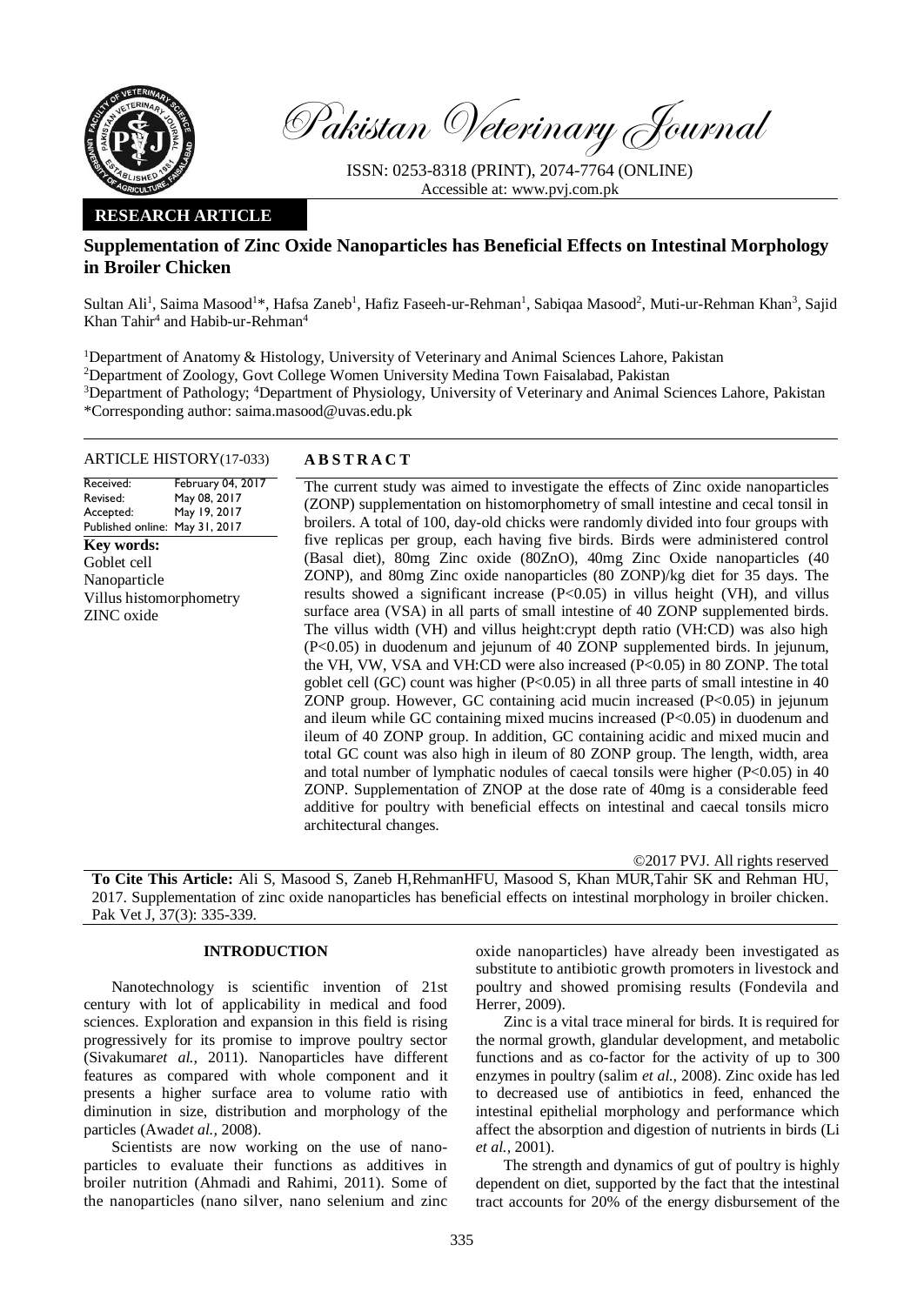# Pakistan Veterinary Journal

ISSN: 0253-8318 (PRINT), 2074-7764 (ONLINE)
Accessible at: www.pvj.com.pk

**RESEARCH ARTICLE**

## Supplementation of Zinc Oxide Nanoparticles has Beneficial Effects on Intestinal Morphology in Broiler Chicken

Sultan Ali[1], Saima Masood[1]*, Hafsa Zaneb[1], Hafiz Faseeh-ur-Rehman[1], Sabiqaa Masood[2], Muti-ur-Rehman Khan[3], Sajid Khan Tahir[4] and Habib-ur-Rehman[4]

[1]Department of Anatomy & Histology, University of Veterinary and Animal Sciences Lahore, Pakistan
[2]Department of Zoology, Govt College Women University Medina Town Faisalabad, Pakistan
[3]Department of Pathology; [4]Department of Physiology, University of Veterinary and Animal Sciences Lahore, Pakistan
*Corresponding author: saima.masood@uvas.edu.pk

### ARTICLE HISTORY (17-033)

| | |
|---|---|
| Received: | February 04, 2017 |
| Revised: | May 08, 2017 |
| Accepted: | May 19, 2017 |
| Published online: | May 31, 2017 |

**Key words:**
Goblet cell
Nanoparticle
Villus histomorphometry
ZINC oxide

### ABSTRACT

The current study was aimed to investigate the effects of Zinc oxide nanoparticles (ZONP) supplementation on histomorphometry of small intestine and cecal tonsil in broilers. A total of 100, day-old chicks were randomly divided into four groups with five replicas per group, each having five birds. Birds were administered control (Basal diet), 80mg Zinc oxide (80ZnO), 40mg Zinc Oxide nanoparticles (40 ZONP), and 80mg Zinc oxide nanoparticles (80 ZONP)/kg diet for 35 days. The results showed a significant increase ($P<0.05$) in villus height (VH), and villus surface area (VSA) in all parts of small intestine of 40 ZONP supplemented birds. The villus width (VH) and villus height:crypt depth ratio (VH:CD) was also high ($P<0.05$) in duodenum and jejunum of 40 ZONP supplemented birds. In jejunum, the VH, VW, VSA and VH:CD were also increased ($P<0.05$) in 80 ZONP. The total goblet cell (GC) count was higher ($P<0.05$) in all three parts of small intestine in 40 ZONP group. However, GC containing acid mucin increased ($P<0.05$) in jejunum and ileum while GC containing mixed mucins increased ($P<0.05$) in duodenum and ileum of 40 ZONP group. In addition, GC containing acidic and mixed mucin and total GC count was also high in ileum of 80 ZONP group. The length, width, area and total number of lymphatic nodules of caecal tonsils were higher ($P<0.05$) in 40 ZONP. Supplementation of ZNOP at the dose rate of 40mg is a considerable feed additive for poultry with beneficial effects on intestinal and caecal tonsils micro architectural changes.

©2017 PVJ. All rights reserved

**To Cite This Article:** Ali S, Masood S, Zaneb H,RehmanHFU, Masood S, Khan MUR,Tahir SK and Rehman HU, 2017. Supplementation of zinc oxide nanoparticles has beneficial effects on intestinal morphology in broiler chicken. Pak Vet J, 37(3): 335-339.

### INTRODUCTION

Nanotechnology is scientific invention of 21st century with lot of applicability in medical and food sciences. Exploration and expansion in this field is rising progressively for its promise to improve poultry sector (Sivakumar*et al.,* 2011). Nanoparticles have different features as compared with whole component and it presents a higher surface area to volume ratio with diminution in size, distribution and morphology of the particles (Awad*et al.,* 2008).

Scientists are now working on the use of nano-particles to evaluate their functions as additives in broiler nutrition (Ahmadi and Rahimi, 2011). Some of the nanoparticles (nano silver, nano selenium and zinc oxide nanoparticles) have already been investigated as substitute to antibiotic growth promoters in livestock and poultry and showed promising results (Fondevila and Herrer, 2009).

Zinc is a vital trace mineral for birds. It is required for the normal growth, glandular development, and metabolic functions and as co-factor for the activity of up to 300 enzymes in poultry (salim *et al.,* 2008). Zinc oxide has led to decreased use of antibiotics in feed, enhanced the intestinal epithelial morphology and performance which affect the absorption and digestion of nutrients in birds (Li *et al.,* 2001).

The strength and dynamics of gut of poultry is highly dependent on diet, supported by the fact that the intestinal tract accounts for 20% of the energy disbursement of the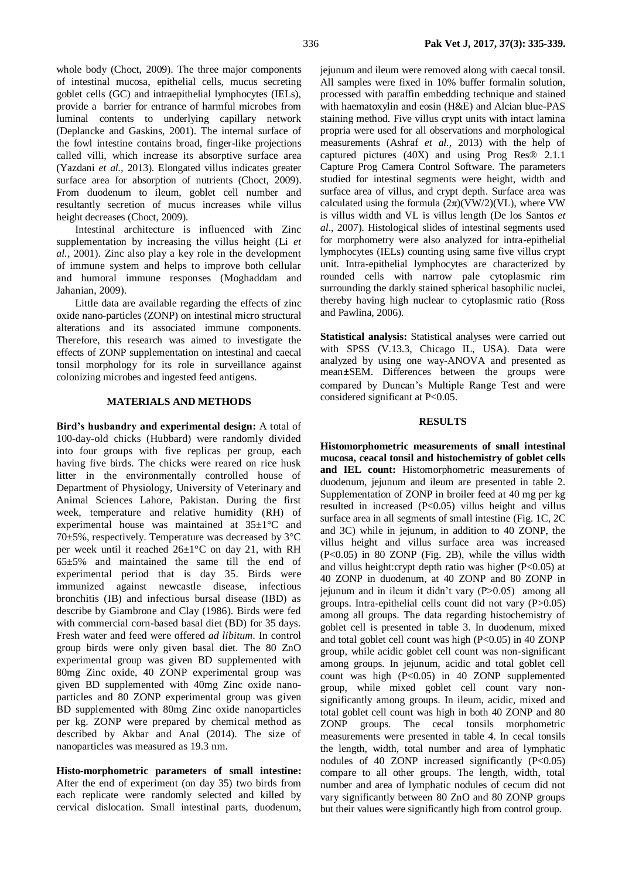whole body (Choct, 2009). The three major components of intestinal mucosa, epithelial cells, mucus secreting goblet cells (GC) and intraepithelial lymphocytes (IELs), provide a barrier for entrance of harmful microbes from luminal contents to underlying capillary network (Deplancke and Gaskins, 2001). The internal surface of the fowl intestine contains broad, finger-like projections called villi, which increase its absorptive surface area (Yazdani *et al.,* 2013). Elongated villus indicates greater surface area for absorption of nutrients (Choct, 2009). From duodenum to ileum, goblet cell number and resultantly secretion of mucus increases while villus height decreases (Choct, 2009).

Intestinal architecture is influenced with Zinc supplementation by increasing the villus height (Li *et al.,* 2001). Zinc also play a key role in the development of immune system and helps to improve both cellular and humoral immune responses (Moghaddam and Jahanian, 2009).

Little data are available regarding the effects of zinc oxide nano-particles (ZONP) on intestinal micro structural alterations and its associated immune components. Therefore, this research was aimed to investigate the effects of ZONP supplementation on intestinal and caecal tonsil morphology for its role in surveillance against colonizing microbes and ingested feed antigens.

## MATERIALS AND METHODS

**Bird's husbandry and experimental design:** A total of 100-day-old chicks (Hubbard) were randomly divided into four groups with five replicas per group, each having five birds. The chicks were reared on rice husk litter in the environmentally controlled house of Department of Physiology, University of Veterinary and Animal Sciences Lahore, Pakistan. During the first week, temperature and relative humidity (RH) of experimental house was maintained at 35±1°C and 70±5%, respectively. Temperature was decreased by 3°C per week until it reached 26±1°C on day 21, with RH 65±5% and maintained the same till the end of experimental period that is day 35. Birds were immunized against newcastle disease, infectious bronchitis (IB) and infectious bursal disease (IBD) as describe by Giambrone and Clay (1986). Birds were fed with commercial corn-based basal diet (BD) for 35 days. Fresh water and feed were offered *ad libitum*. In control group birds were only given basal diet. The 80 ZnO experimental group was given BD supplemented with 80mg Zinc oxide, 40 ZONP experimental group was given BD supplemented with 40mg Zinc oxide nano-particles and 80 ZONP experimental group was given BD supplemented with 80mg Zinc oxide nanoparticles per kg. ZONP were prepared by chemical method as described by Akbar and Anal (2014). The size of nanoparticles was measured as 19.3 nm.

**Histo-morphometric parameters of small intestine:** After the end of experiment (on day 35) two birds from each replicate were randomly selected and killed by cervical dislocation. Small intestinal parts, duodenum, jejunum and ileum were removed along with caecal tonsil. All samples were fixed in 10% buffer formalin solution, processed with paraffin embedding technique and stained with haematoxylin and eosin (H&E) and Alcian blue-PAS staining method. Five villus crypt units with intact lamina propria were used for all observations and morphological measurements (Ashraf *et al.,* 2013) with the help of captured pictures (40X) and using Prog Res® 2.1.1 Capture Prog Camera Control Software. The parameters studied for intestinal segments were height, width and surface area of villus, and crypt depth. Surface area was calculated using the formula $(2\pi)(VW/2)(VL)$, where VW is villus width and VL is villus length (De los Santos *et al*., 2007). Histological slides of intestinal segments used for morphometry were also analyzed for intra-epithelial lymphocytes (IELs) counting using same five villus crypt unit. Intra-epithelial lymphocytes are characterized by rounded cells with narrow pale cytoplasmic rim surrounding the darkly stained spherical basophilic nuclei, thereby having high nuclear to cytoplasmic ratio (Ross and Pawlina, 2006).

**Statistical analysis:** Statistical analyses were carried out with SPSS (V.13.3, Chicago IL, USA). Data were analyzed by using one way-ANOVA and presented as mean±SEM. Differences between the groups were compared by Duncan's Multiple Range Test and were considered significant at $P<0.05$.

## RESULTS

**Histomorphometric measurements of small intestinal mucosa, ceacal tonsil and histochemistry of goblet cells and IEL count:** Histomorphometric measurements of duodenum, jejunum and ileum are presented in table 2. Supplementation of ZONP in broiler feed at 40 mg per kg resulted in increased ($P<0.05$) villus height and villus surface area in all segments of small intestine (Fig. 1C, 2C and 3C) while in jejunum, in addition to 40 ZONP, the villus height and villus surface area was increased ($P<0.05$) in 80 ZONP (Fig. 2B), while the villus width and villus height:crypt depth ratio was higher ($P<0.05$) at 40 ZONP in duodenum, at 40 ZONP and 80 ZONP in jejunum and in ileum it didn't vary ($P>0.05$) among all groups. Intra-epithelial cells count did not vary ($P>0.05$) among all groups. The data regarding histochemistry of goblet cell is presented in table 3. In duodenum, mixed and total goblet cell count was high ($P<0.05$) in 40 ZONP group, while acidic goblet cell count was non-significant among groups. In jejunum, acidic and total goblet cell count was high ($P<0.05$) in 40 ZONP supplemented group, while mixed goblet cell count vary non-significantly among groups. In ileum, acidic, mixed and total goblet cell count was high in both 40 ZONP and 80 ZONP groups. The cecal tonsils morphometric measurements were presented in table 4. In cecal tonsils the length, width, total number and area of lymphatic nodules of 40 ZONP increased significantly ($P<0.05$) compare to all other groups. The length, width, total number and area of lymphatic nodules of cecum did not vary significantly between 80 ZnO and 80 ZONP groups but their values were significantly high from control group.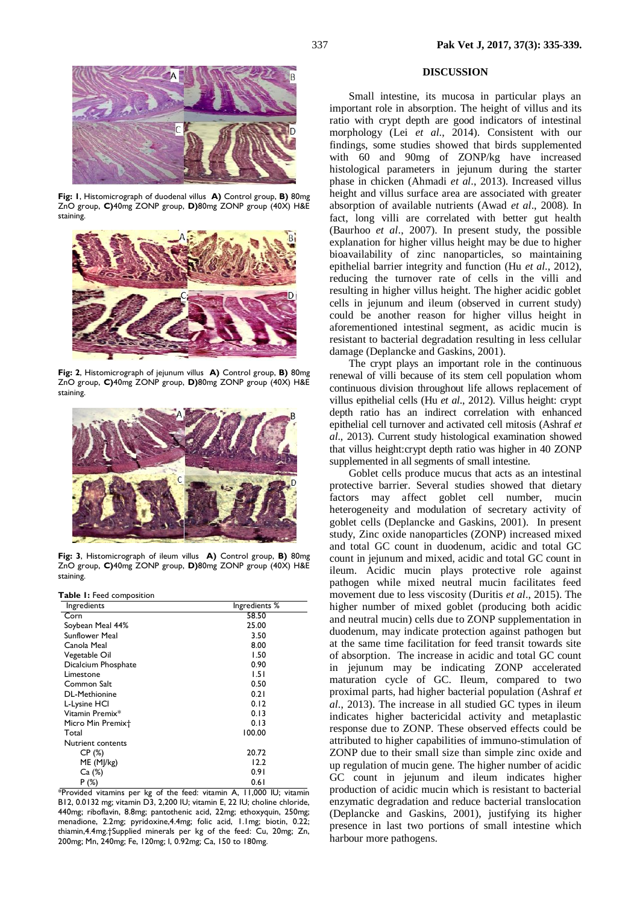Fig: 1, Histomicrograph of duodenal villus **A)** Control group, **B)** 80mg ZnO group, **C)**40mg ZONP group, **D)**80mg ZONP group (40X) H&E staining.

Fig: 2, Histomicrograph of jejunum villus **A)** Control group, **B)** 80mg ZnO group, **C)**40mg ZONP group, **D)**80mg ZONP group (40X) H&E staining.

Fig: 3, Histomicrograph of ileum villus **A)** Control group, **B)** 80mg ZnO group, **C)**40mg ZONP group, **D)**80mg ZONP group (40X) H&E staining.

**Table 1:** Feed composition

| Ingredients | Ingredients % |
|---|---|
| Corn | 58.50 |
| Soybean Meal 44% | 25.00 |
| Sunflower Meal | 3.50 |
| Canola Meal | 8.00 |
| Vegetable Oil | 1.50 |
| Dicalcium Phosphate | 0.90 |
| Limestone | 1.51 |
| Common Salt | 0.50 |
| DL-Methionine | 0.21 |
| L-Lysine HCl | 0.12 |
| Vitamin Premix* | 0.13 |
| Micro Min Premix† | 0.13 |
| Total | 100.00 |
| Nutrient contents | |
| CP (%) | 20.72 |
| ME (MJ/kg) | 12.2 |
| Ca (%) | 0.91 |
| P (%) | 0.61 |

*Provided vitamins per kg of the feed: vitamin A, 11,000 IU; vitamin B12, 0.0132 mg; vitamin D3, 2,200 IU; vitamin E, 22 IU; choline chloride, 440mg; riboflavin, 8.8mg; pantothenic acid, 22mg; ethoxyquin, 250mg; menadione, 2.2mg; pyridoxine,4.4mg; folic acid, 1.1mg; biotin, 0.22; thiamin,4.4mg.†Supplied minerals per kg of the feed: Cu, 20mg; Zn, 200mg; Mn, 240mg; Fe, 120mg; I, 0.92mg; Ca, 150 to 180mg.

## DISCUSSION

Small intestine, its mucosa in particular plays an important role in absorption. The height of villus and its ratio with crypt depth are good indicators of intestinal morphology (Lei *et al*., 2014). Consistent with our findings, some studies showed that birds supplemented with 60 and 90mg of ZONP/kg have increased histological parameters in jejunum during the starter phase in chicken (Ahmadi *et al*., 2013). Increased villus height and villus surface area are associated with greater absorption of available nutrients (Awad *et al*., 2008). In fact, long villi are correlated with better gut health (Baurhoo *et al*., 2007). In present study, the possible explanation for higher villus height may be due to higher bioavailability of zinc nanoparticles, so maintaining epithelial barrier integrity and function (Hu *et al*., 2012), reducing the turnover rate of cells in the villi and resulting in higher villus height. The higher acidic goblet cells in jejunum and ileum (observed in current study) could be another reason for higher villus height in aforementioned intestinal segment, as acidic mucin is resistant to bacterial degradation resulting in less cellular damage (Deplancke and Gaskins, 2001).

The crypt plays an important role in the continuous renewal of villi because of its stem cell population whom continuous division throughout life allows replacement of villus epithelial cells (Hu *et al*., 2012). Villus height: crypt depth ratio has an indirect correlation with enhanced epithelial cell turnover and activated cell mitosis (Ashraf *et al*., 2013). Current study histological examination showed that villus height:crypt depth ratio was higher in 40 ZONP supplemented in all segments of small intestine.

Goblet cells produce mucus that acts as an intestinal protective barrier. Several studies showed that dietary factors may affect goblet cell number, mucin heterogeneity and modulation of secretary activity of goblet cells (Deplancke and Gaskins, 2001). In present study, Zinc oxide nanoparticles (ZONP) increased mixed and total GC count in duodenum, acidic and total GC count in jejunum and mixed, acidic and total GC count in ileum. Acidic mucin plays protective role against pathogen while mixed neutral mucin facilitates feed movement due to less viscosity (Duritis *et al*., 2015). The higher number of mixed goblet (producing both acidic and neutral mucin) cells due to ZONP supplementation in duodenum, may indicate protection against pathogen but at the same time facilitation for feed transit towards site of absorption. The increase in acidic and total GC count in jejunum may be indicating ZONP accelerated maturation cycle of GC. Ileum, compared to two proximal parts, had higher bacterial population (Ashraf *et al*., 2013). The increase in all studied GC types in ileum indicates higher bactericidal activity and metaplastic response due to ZONP. These observed effects could be attributed to higher capabilities of immuno-stimulation of ZONP due to their small size than simple zinc oxide and up regulation of mucin gene. The higher number of acidic GC count in jejunum and ileum indicates higher production of acidic mucin which is resistant to bacterial enzymatic degradation and reduce bacterial translocation (Deplancke and Gaskins, 2001), justifying its higher presence in last two portions of small intestine which harbour more pathogens.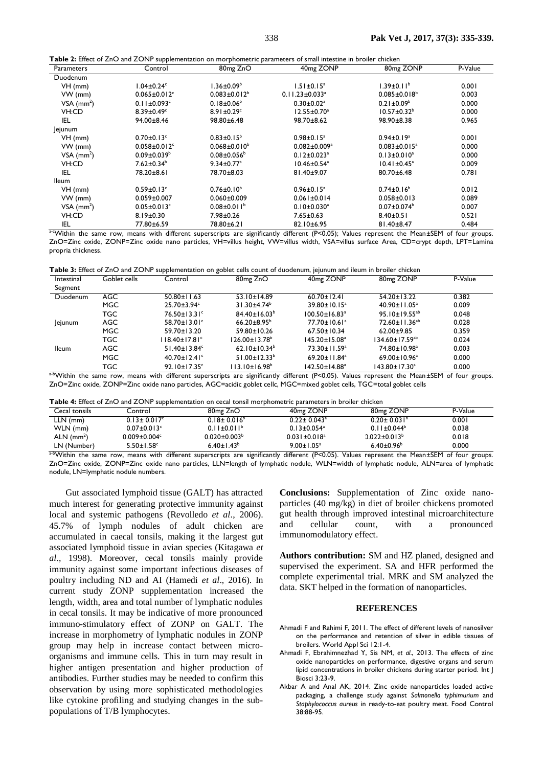**Table 2:** Effect of ZnO and ZONP supplementation on morphometric parameters of small intestine in broiler chicken

| Parameters | Control | 80mg ZnO | 40mg ZONP | 80mg ZONP | P-Value |
|---|---|---|---|---|---|
| Duodenum | | | | | |
| VH (mm) | 1.04±0.24[c] | 1.36±0.09[b] | 1.51±0.15[a] | 1.39±0.11[b] | 0.001 |
| VW (mm) | 0.065±0.012[c] | 0.083±0.012[b] | 0.11.23±0.033[a] | 0.085±0.018[b] | 0.003 |
| VSA ($mm^2$) | 0.11±0.093[c] | 0.18±0.06[b] | 0.30±0.02[a] | 0.21±0.09[b] | 0.000 |
| VH:CD | 8.39±0.49[c] | 8.91±0.29[c] | 12.55±0.70[a] | 10.57±0.32[b] | 0.000 |
| IEL | 94.00±8.46 | 98.80±6.48 | 98.70±8.62 | 98.90±8.38 | 0.965 |
| Jejunum | | | | | |
| VH (mm) | 0.70±0.13[c] | 0.83±0.15[b] | 0.98±0.15[a] | 0.94±0.19[a] | 0.001 |
| VW (mm) | 0.058±0.012[c] | 0.068±0.010[b] | 0.082±0.009[a] | 0.083±0.015[a] | 0.000 |
| VSA ($mm^2$) | 0.09±0.039[b] | 0.08±0.056[b] | 0.12±0.023[a] | 0.13±0.010[a] | 0.000 |
| VH:CD | 7.62±0.34[b] | 9.34±0.77[a] | 10.46±0.54[a] | 10.41±0.45[a] | 0.009 |
| IEL | 78.20±8.61 | 78.70±8.03 | 81.40±9.07 | 80.70±6.48 | 0.781 |
| Ileum | | | | | |
| VH (mm) | 0.59±0.13[c] | 0.76±0.10[b] | 0.96±0.15[a] | 0.74±0.16[b] | 0.012 |
| VW (mm) | 0.059±0.007 | 0.060±0.009 | 0.061±0.014 | 0.058±0.013 | 0.089 |
| VSA ($mm^2$) | 0.05±0.013[c] | 0.08±0.011[b] | 0.10±0.030[a] | 0.07±0.074[b] | 0.007 |
| VH:CD | 8.19±0.30 | 7.98±0.26 | 7.65±0.63 | 8.40±0.51 | 0.521 |
| IEL | 77.80±6.59 | 78.80±6.21 | 82.10±6.95 | 81.40±8.47 | 0.484 |

[a-c]Within the same row, means with different superscripts are significantly different (P<0.05); Values represent the Mean±SEM of four groups. ZnO=Zinc oxide, ZONP=Zinc oxide nano particles, VH=villus height, VW=villus width, VSA=villus surface Area, CD=crypt depth, LPT=Lamina propria thickness.

**Table 3:** Effect of ZnO and ZONP supplementation on goblet cells count of duodenum, jejunum and ileum in broiler chicken

| Intestinal Segment | Goblet cells | Control | 80mg ZnO | 40mg ZONP | 80mg ZONP | P-Value |
|---|---|---|---|---|---|---|
| Duodenum | AGC | 50.80±11.63 | 53.10±14.89 | 60.70±12.41 | 54.20±13.22 | 0.382 |
| | MGC | 25.70±3.94[c] | 31.30±4.74[b] | 39.80±10.15[a] | 40.90±11.05[a] | 0.009 |
| | TGC | 76.50±13.31[c] | 84.40±16.03[b] | 100.50±16.83[a] | 95.10±19.55[ab] | 0.048 |
| Jejunum | AGC | 58.70±13.01[c] | 66.20±8.95[b] | 77.70±10.61[a] | 72.60±11.36[ab] | 0.028 |
| | MGC | 59.70±13.20 | 59.80±10.26 | 67.50±10.34 | 62.00±9.85 | 0.359 |
| | TGC | 118.40±17.81[c] | 126.00±13.78[b] | 145.20±15.08[a] | 134.60±17.59[ab] | 0.024 |
| Ileum | AGC | 51.40±13.84[c] | 62.10±10.34[b] | 73.30±11.59[a] | 74.80±10.98[a] | 0.003 |
| | MGC | 40.70±12.41[c] | 51.00±12.33[b] | 69.20±11.84[a] | 69.00±10.96[a] | 0.000 |
| | TGC | 92.10±17.35[c] | 113.10±16.98[b] | 142.50±14.88[a] | 143.80±17.30[a] | 0.000 |

[a-b]Within the same row, means with different superscripts are significantly different (P<0.05). Values represent the Mean±SEM of four groups. ZnO=Zinc oxide, ZONP=Zinc oxide nano particles, AGC=acidic goblet cellc, MGC=mixed goblet cells, TGC=total goblet cells

**Table 4:** Effect of ZnO and ZONP supplementation on cecal tonsil morphometric parameters in broiler chicken

| Cecal tonsils | Control | 80mg ZnO | 40mg ZONP | 80mg ZONP | P-Value |
|---|---|---|---|---|---|
| LLN (mm) | 0.13± 0.017[c] | 0.18± 0.016[b] | 0.22± 0.043[a] | 0.20± 0.031[a] | 0.001 |
| WLN (mm) | 0.07±0.013[c] | 0.11±0.011[b] | 0.13±0.054[a] | 0.11±0.044[b] | 0.038 |
| ALN ($mm^2$) | 0.009±0.004[c] | 0.020±0.003[b] | 0.031±0.018[a] | 0.022±0.013[b] | 0.018 |
| LN (Number) | 5.50±1.58[c] | 6.40±1.43[b] | 9.00±1.05[a] | 6.40±0.96[b] | 0.000 |

[a-b]Within the same row, means with different superscripts are significantly different (P<0.05). Values represent the Mean±SEM of four groups. ZnO=Zinc oxide, ZONP=Zinc oxide nano particles, LLN=length of lymphatic nodule, WLN=width of lymphatic nodule, ALN=area of lymphatic nodule, LN=lymphatic nodule numbers.

Gut associated lymphoid tissue (GALT) has attracted much interest for generating protective immunity against local and systemic pathogens (Revolledo *et al*., 2006). 45.7% of lymph nodules of adult chicken are accumulated in caecal tonsils, making it the largest gut associated lymphoid tissue in avian species (Kitagawa *et al*., 1998). Moreover, cecal tonsils mainly provide immunity against some important infectious diseases of poultry including ND and AI (Hamedi *et al*., 2016). In current study ZONP supplementation increased the length, width, area and total number of lymphatic nodules in cecal tonsils. It may be indicative of more pronounced immuno-stimulatory effect of ZONP on GALT. The increase in morphometry of lymphatic nodules in ZONP group may help in increase contact between micro-organisms and immune cells. This in turn may result in higher antigen presentation and higher production of antibodies. Further studies may be needed to confirm this observation by using more sophisticated methodologies like cytokine profiling and studying changes in the sub-populations of T/B lymphocytes.

**Conclusions:** Supplementation of Zinc oxide nano-particles (40 mg/kg) in diet of broiler chickens promoted gut health through improved intestinal microarchitecture and cellular count, with a pronounced immunomodulatory effect.

**Authors contribution:** SM and HZ planed, designed and supervised the experiment. SA and HFR performed the complete experimental trial. MRK and SM analyzed the data. SKT helped in the formation of nanoparticles.

## REFERENCES

Ahmadi F and Rahimi F, 2011. The effect of different levels of nanosilver on the performance and retention of silver in edible tissues of broilers. World Appl Sci 12:1-4.

Ahmadi F, Ebrahimnezhad Y, Sis NM, *et al*., 2013. The effects of zinc oxide nanoparticles on performance, digestive organs and serum lipid concentrations in broiler chickens during starter period. Int J Biosci 3:23-9.

Akbar A and Anal AK, 2014. Zinc oxide nanoparticles loaded active packaging, a challenge study against *Salmonella typhimurium* and *Staphylococcus aureus* in ready-to-eat poultry meat. Food Control 38:88-95.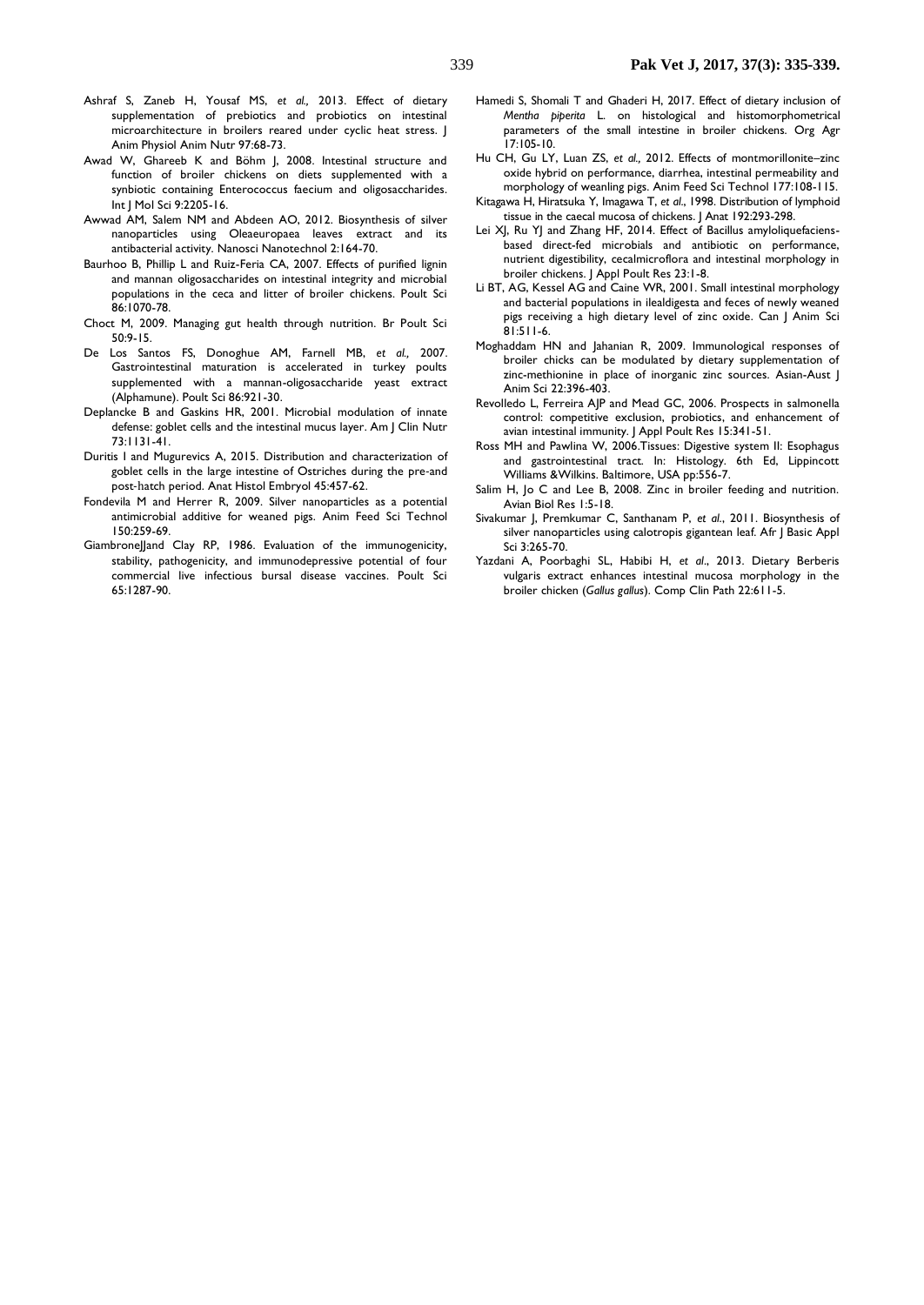Ashraf S, Zaneb H, Yousaf MS, *et al.,* 2013. Effect of dietary supplementation of prebiotics and probiotics on intestinal microarchitecture in broilers reared under cyclic heat stress. J Anim Physiol Anim Nutr 97:68-73.

Awad W, Ghareeb K and Böhm J, 2008. Intestinal structure and function of broiler chickens on diets supplemented with a synbiotic containing Enterococcus faecium and oligosaccharides. Int J Mol Sci 9:2205-16.

Awwad AM, Salem NM and Abdeen AO, 2012. Biosynthesis of silver nanoparticles using Oleaeuropaea leaves extract and its antibacterial activity. Nanosci Nanotechnol 2:164-70.

Baurhoo B, Phillip L and Ruiz-Feria CA, 2007. Effects of purified lignin and mannan oligosaccharides on intestinal integrity and microbial populations in the ceca and litter of broiler chickens. Poult Sci 86:1070-78.

Choct M, 2009. Managing gut health through nutrition. Br Poult Sci 50:9-15.

De Los Santos FS, Donoghue AM, Farnell MB, *et al.,* 2007. Gastrointestinal maturation is accelerated in turkey poults supplemented with a mannan-oligosaccharide yeast extract (Alphamune). Poult Sci 86:921-30.

Deplancke B and Gaskins HR, 2001. Microbial modulation of innate defense: goblet cells and the intestinal mucus layer. Am J Clin Nutr 73:1131-41.

Duritis I and Mugurevics A, 2015. Distribution and characterization of goblet cells in the large intestine of Ostriches during the pre-and post-hatch period. Anat Histol Embryol 45:457-62.

Fondevila M and Herrer R, 2009. Silver nanoparticles as a potential antimicrobial additive for weaned pigs. Anim Feed Sci Technol 150:259-69.

GiambroneJJand Clay RP, 1986. Evaluation of the immunogenicity, stability, pathogenicity, and immunodepressive potential of four commercial live infectious bursal disease vaccines. Poult Sci 65:1287-90.

Hamedi S, Shomali T and Ghaderi H, 2017. Effect of dietary inclusion of *Mentha piperita* L. on histological and histomorphometrical parameters of the small intestine in broiler chickens. Org Agr 17:105-10.

Hu CH, Gu LY, Luan ZS, *et al.,* 2012. Effects of montmorillonite–zinc oxide hybrid on performance, diarrhea, intestinal permeability and morphology of weanling pigs. Anim Feed Sci Technol 177:108-115.

Kitagawa H, Hiratsuka Y, Imagawa T, *et al*., 1998. Distribution of lymphoid tissue in the caecal mucosa of chickens. J Anat 192:293-298.

Lei XJ, Ru YJ and Zhang HF, 2014. Effect of Bacillus amyloliquefaciens-based direct-fed microbials and antibiotic on performance, nutrient digestibility, cecalmicroflora and intestinal morphology in broiler chickens. J Appl Poult Res 23:1-8.

Li BT, AG, Kessel AG and Caine WR, 2001. Small intestinal morphology and bacterial populations in ilealdigesta and feces of newly weaned pigs receiving a high dietary level of zinc oxide. Can J Anim Sci 81:511-6.

Moghaddam HN and Jahanian R, 2009. Immunological responses of broiler chicks can be modulated by dietary supplementation of zinc-methionine in place of inorganic zinc sources. Asian-Aust J Anim Sci 22:396-403.

Revolledo L, Ferreira AJP and Mead GC, 2006. Prospects in salmonella control: competitive exclusion, probiotics, and enhancement of avian intestinal immunity. J Appl Poult Res 15:341-51.

Ross MH and Pawlina W, 2006.Tissues: Digestive system II: Esophagus and gastrointestinal tract. In: Histology. 6th Ed, Lippincott Williams &Wilkins. Baltimore, USA pp:556-7.

Salim H, Jo C and Lee B, 2008. Zinc in broiler feeding and nutrition. Avian Biol Res 1:5-18.

Sivakumar J, Premkumar C, Santhanam P, *et al*., 2011. Biosynthesis of silver nanoparticles using calotropis gigantean leaf. Afr J Basic Appl Sci 3:265-70.

Yazdani A, Poorbaghi SL, Habibi H, *et al*., 2013. Dietary Berberis vulgaris extract enhances intestinal mucosa morphology in the broiler chicken (*Gallus gallus*). Comp Clin Path 22:611-5.